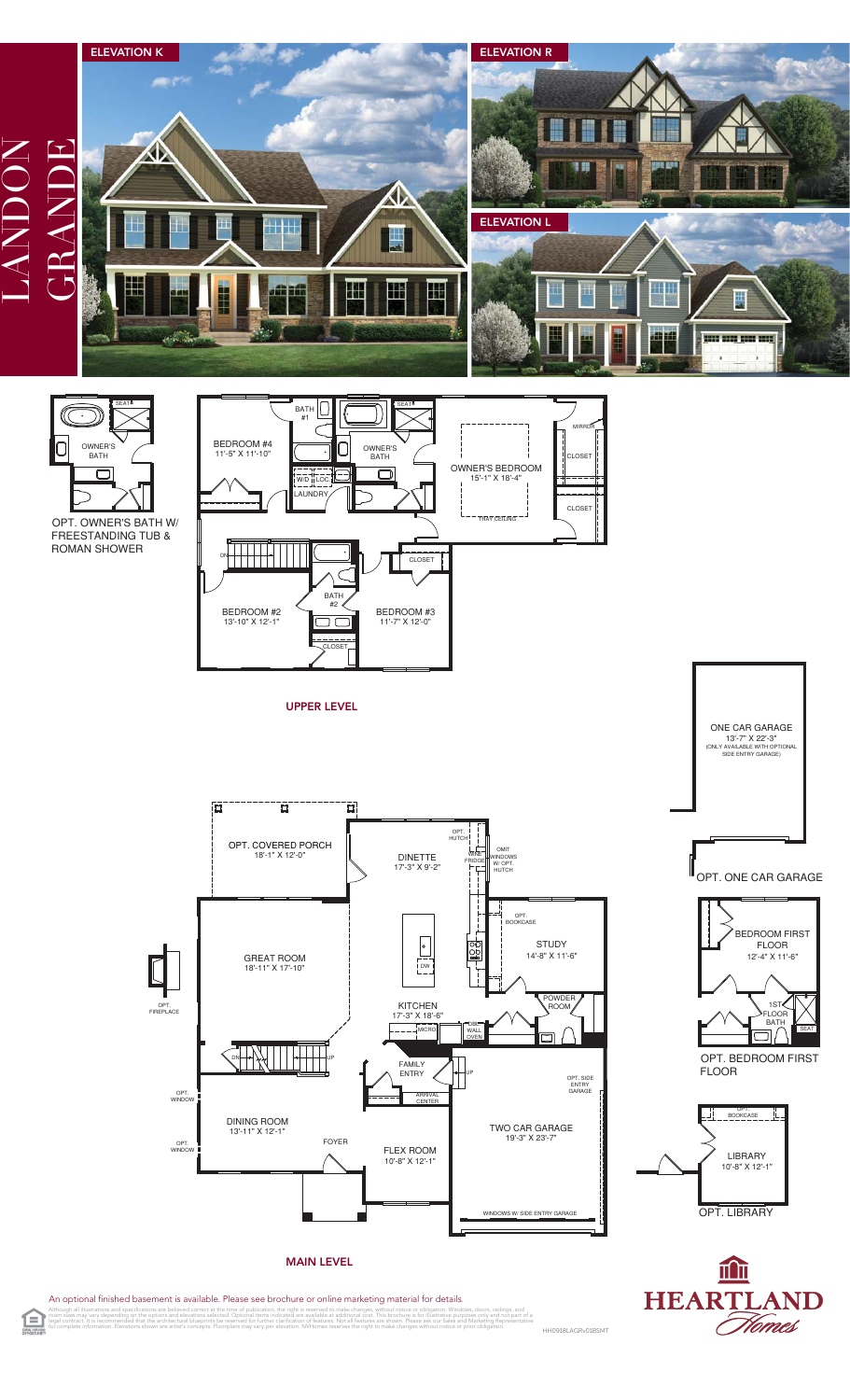# LANDON GRANDE

ELEVATION K

ELEVATION R

ELEVATION L

OPT. OWNER'S BATH W/ FREESTANDING TUB & ROMAN SHOWER

## UPPER LEVEL

- BATH #1
- BEDROOM #4 11'-5" X 11'-10"
- OWNER'S BATH
- OWNER'S BEDROOM 15'-1" X 18'-4"
- TRAY CEILING
- LAUNDRY
- W/D
- LOC
- SEAT
- MIRROR
- CLOSET
- CLOSET
- CLOSET
- DN
- BATH #2
- BEDROOM #2 13'-10" X 12'-1"
- BEDROOM #3 11'-7" X 12'-0"
- CLOSET

## MAIN LEVEL

- OPT. COVERED PORCH 18'-1" X 12'-0"
- DINETTE 17'-3" X 9'-2"
- OPT. HUTCH
- WINE FRIDGE
- OMIT WINDOWS W/ OPT. HUTCH
- OPT. BOOKCASE
- STUDY 14'-8" X 11'-6"
- GREAT ROOM 18'-11" X 17'-10"
- OPT. FIREPLACE
- KITCHEN 17'-3" X 18'-6"
- DW
- MICRO
- DBL. WALL OVEN
- POWDER ROOM
- FAMILY ENTRY
- ARRIVAL CENTER
- UP
- DN
- OPT. WINDOW
- OPT. WINDOW
- DINING ROOM 13'-11" X 12'-1"
- FOYER
- FLEX ROOM 10'-8" X 12'-1"
- TWO CAR GARAGE 19'-3" X 23'-7"
- OPT. SIDE ENTRY GARAGE
- WINDOWS W/ SIDE ENTRY GARAGE

## OPT. ONE CAR GARAGE

ONE CAR GARAGE 13'-7" X 22'-3" (ONLY AVAILABLE WITH OPTIONAL SIDE ENTRY GARAGE)

## OPT. BEDROOM FIRST FLOOR

- BEDROOM FIRST FLOOR 12'-4" X 11'-6"
- 1ST FLOOR BATH
- SEAT

## OPT. LIBRARY

- OPT. BOOKCASE
- LIBRARY 10'-8" X 12'-1"

An optional finished basement is available. Please see brochure or online marketing material for details.

Although all illustrations and specifications are believed correct at the time of publication, the right is reserved to make changes, without notice or obligation. Windows, doors, ceilings, and room sizes may vary depending on the options and elevations selected. Optional items indicated are available at additional cost. This brochure is for illustrative purposes only and not part of a legal contract. It is recommended that the architectural blueprints be reserved for further clarification of features. Not all features are shown. Please ask our Sales and Marketing Representative for complete information. Elevations shown are artist's concepts. Floorplans may vary per elevation. NVHomes reserves the right to make changes without notice or prior obligation.

HEARTLAND Homes

HH0918LAGRv01BSMT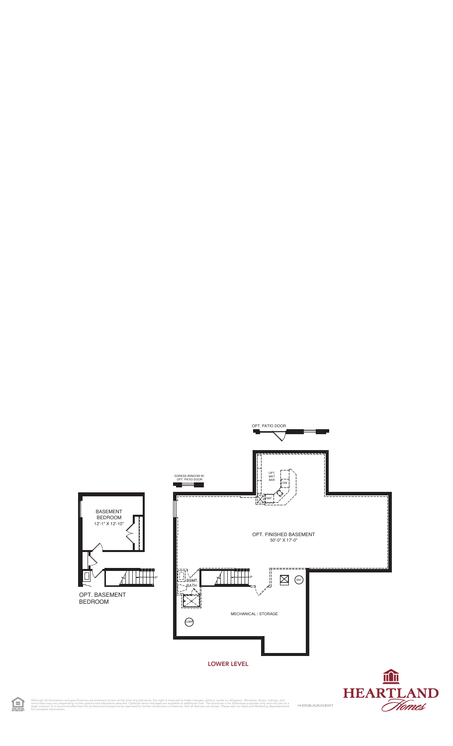OPT. PATIO DOOR

EGRESS WINDOW W/ OPT. PATIO DOOR

OPT. WET BAR

DW

REF

BASEMENT BEDROOM
12'-1" X 12'-10"

OPT. FINISHED BASEMENT
50'-0" X 17'-0"

UP

UP

BSMT. BATH

WH

MECHANICAL / STORAGE

SUMP

OPT. BASEMENT BEDROOM

LOWER LEVEL

Although all illustrations and specifications are believed correct at the time of publication, the right is reserved to make changes, without notice or obligation. Windows, doors, ceilings, and room sizes may vary depending on the options and elevations selected. Optional items indicated are available at additional cost. This brochure is for illustrative purposes only and not part of a legal contract. It is recommended that the architectural blueprints be reserved for further clarification of features. Not all features are shown. Please ask our Sales and Marketing Representative for complete information.

HH0918LAGRv01BSMT

HEARTLAND Homes